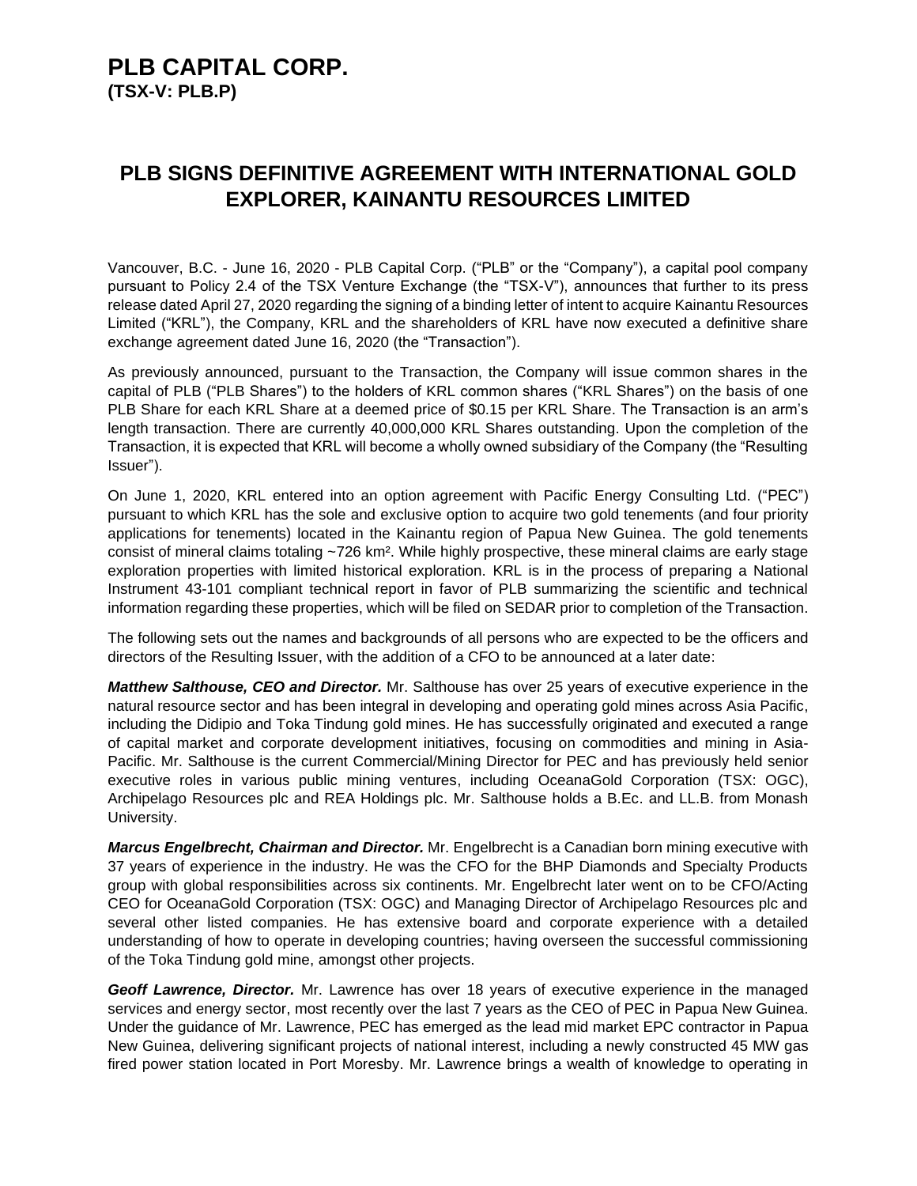# PLB CAPITAL CORP.
**(TSX-V: PLB.P)**

## PLB SIGNS DEFINITIVE AGREEMENT WITH INTERNATIONAL GOLD EXPLORER, KAINANTU RESOURCES LIMITED

Vancouver, B.C. - June 16, 2020 - PLB Capital Corp. ("PLB" or the "Company"), a capital pool company pursuant to Policy 2.4 of the TSX Venture Exchange (the "TSX-V"), announces that further to its press release dated April 27, 2020 regarding the signing of a binding letter of intent to acquire Kainantu Resources Limited ("KRL"), the Company, KRL and the shareholders of KRL have now executed a definitive share exchange agreement dated June 16, 2020 (the "Transaction").

As previously announced, pursuant to the Transaction, the Company will issue common shares in the capital of PLB ("PLB Shares") to the holders of KRL common shares ("KRL Shares") on the basis of one PLB Share for each KRL Share at a deemed price of $0.15 per KRL Share. The Transaction is an arm's length transaction. There are currently 40,000,000 KRL Shares outstanding. Upon the completion of the Transaction, it is expected that KRL will become a wholly owned subsidiary of the Company (the "Resulting Issuer").

On June 1, 2020, KRL entered into an option agreement with Pacific Energy Consulting Ltd. ("PEC") pursuant to which KRL has the sole and exclusive option to acquire two gold tenements (and four priority applications for tenements) located in the Kainantu region of Papua New Guinea. The gold tenements consist of mineral claims totaling ~726 km². While highly prospective, these mineral claims are early stage exploration properties with limited historical exploration. KRL is in the process of preparing a National Instrument 43-101 compliant technical report in favor of PLB summarizing the scientific and technical information regarding these properties, which will be filed on SEDAR prior to completion of the Transaction.

The following sets out the names and backgrounds of all persons who are expected to be the officers and directors of the Resulting Issuer, with the addition of a CFO to be announced at a later date:

***Matthew Salthouse, CEO and Director.*** Mr. Salthouse has over 25 years of executive experience in the natural resource sector and has been integral in developing and operating gold mines across Asia Pacific, including the Didipio and Toka Tindung gold mines. He has successfully originated and executed a range of capital market and corporate development initiatives, focusing on commodities and mining in Asia-Pacific. Mr. Salthouse is the current Commercial/Mining Director for PEC and has previously held senior executive roles in various public mining ventures, including OceanaGold Corporation (TSX: OGC), Archipelago Resources plc and REA Holdings plc. Mr. Salthouse holds a B.Ec. and LL.B. from Monash University.

***Marcus Engelbrecht, Chairman and Director.*** Mr. Engelbrecht is a Canadian born mining executive with 37 years of experience in the industry. He was the CFO for the BHP Diamonds and Specialty Products group with global responsibilities across six continents. Mr. Engelbrecht later went on to be CFO/Acting CEO for OceanaGold Corporation (TSX: OGC) and Managing Director of Archipelago Resources plc and several other listed companies. He has extensive board and corporate experience with a detailed understanding of how to operate in developing countries; having overseen the successful commissioning of the Toka Tindung gold mine, amongst other projects.

***Geoff Lawrence, Director.*** Mr. Lawrence has over 18 years of executive experience in the managed services and energy sector, most recently over the last 7 years as the CEO of PEC in Papua New Guinea. Under the guidance of Mr. Lawrence, PEC has emerged as the lead mid market EPC contractor in Papua New Guinea, delivering significant projects of national interest, including a newly constructed 45 MW gas fired power station located in Port Moresby. Mr. Lawrence brings a wealth of knowledge to operating in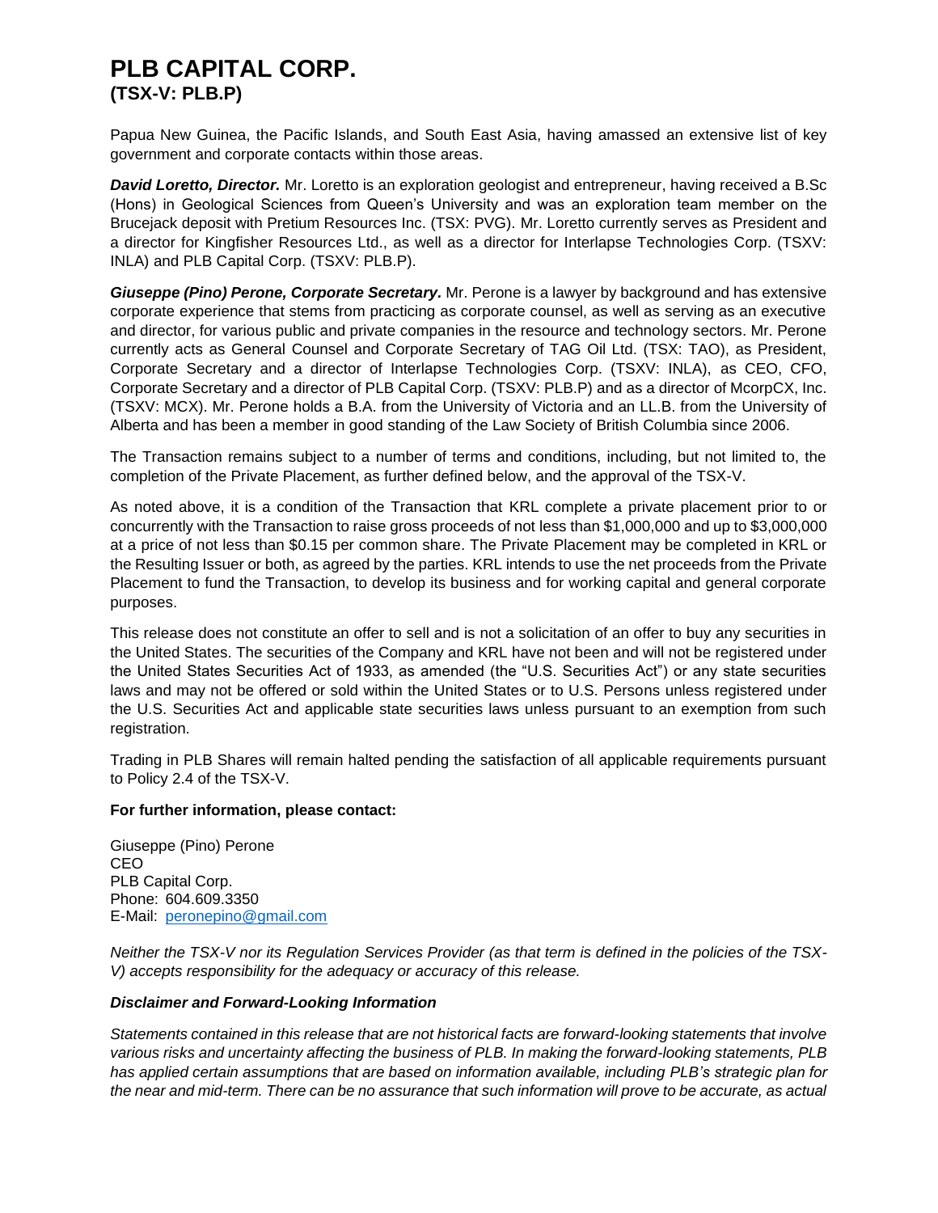Papua New Guinea, the Pacific Islands, and South East Asia, having amassed an extensive list of key government and corporate contacts within those areas.

***David Loretto, Director.*** Mr. Loretto is an exploration geologist and entrepreneur, having received a B.Sc (Hons) in Geological Sciences from Queen's University and was an exploration team member on the Brucejack deposit with Pretium Resources Inc. (TSX: PVG). Mr. Loretto currently serves as President and a director for Kingfisher Resources Ltd., as well as a director for Interlapse Technologies Corp. (TSXV: INLA) and PLB Capital Corp. (TSXV: PLB.P).

***Giuseppe (Pino) Perone, Corporate Secretary.*** Mr. Perone is a lawyer by background and has extensive corporate experience that stems from practicing as corporate counsel, as well as serving as an executive and director, for various public and private companies in the resource and technology sectors. Mr. Perone currently acts as General Counsel and Corporate Secretary of TAG Oil Ltd. (TSX: TAO), as President, Corporate Secretary and a director of Interlapse Technologies Corp. (TSXV: INLA), as CEO, CFO, Corporate Secretary and a director of PLB Capital Corp. (TSXV: PLB.P) and as a director of McorpCX, Inc. (TSXV: MCX). Mr. Perone holds a B.A. from the University of Victoria and an LL.B. from the University of Alberta and has been a member in good standing of the Law Society of British Columbia since 2006.

The Transaction remains subject to a number of terms and conditions, including, but not limited to, the completion of the Private Placement, as further defined below, and the approval of the TSX-V.

As noted above, it is a condition of the Transaction that KRL complete a private placement prior to or concurrently with the Transaction to raise gross proceeds of not less than $1,000,000 and up to $3,000,000 at a price of not less than $0.15 per common share. The Private Placement may be completed in KRL or the Resulting Issuer or both, as agreed by the parties. KRL intends to use the net proceeds from the Private Placement to fund the Transaction, to develop its business and for working capital and general corporate purposes.

This release does not constitute an offer to sell and is not a solicitation of an offer to buy any securities in the United States. The securities of the Company and KRL have not been and will not be registered under the United States Securities Act of 1933, as amended (the "U.S. Securities Act") or any state securities laws and may not be offered or sold within the United States or to U.S. Persons unless registered under the U.S. Securities Act and applicable state securities laws unless pursuant to an exemption from such registration.

Trading in PLB Shares will remain halted pending the satisfaction of all applicable requirements pursuant to Policy 2.4 of the TSX-V.

**For further information, please contact:**

Giuseppe (Pino) Perone  
CEO  
PLB Capital Corp.  
Phone: 604.609.3350  
E-Mail: peronepino@gmail.com

*Neither the TSX-V nor its Regulation Services Provider (as that term is defined in the policies of the TSX-V) accepts responsibility for the adequacy or accuracy of this release.*

***Disclaimer and Forward-Looking Information***

*Statements contained in this release that are not historical facts are forward-looking statements that involve various risks and uncertainty affecting the business of PLB. In making the forward-looking statements, PLB has applied certain assumptions that are based on information available, including PLB's strategic plan for the near and mid-term. There can be no assurance that such information will prove to be accurate, as actual*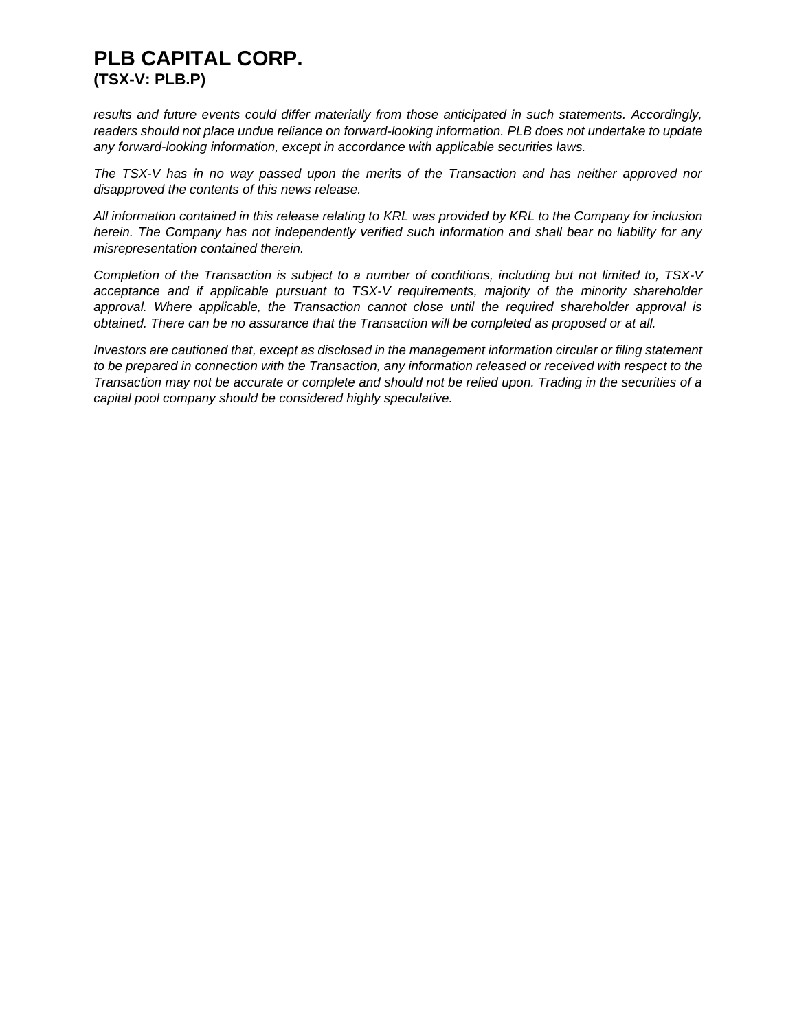*results and future events could differ materially from those anticipated in such statements. Accordingly, readers should not place undue reliance on forward-looking information. PLB does not undertake to update any forward-looking information, except in accordance with applicable securities laws.*

*The TSX-V has in no way passed upon the merits of the Transaction and has neither approved nor disapproved the contents of this news release.*

*All information contained in this release relating to KRL was provided by KRL to the Company for inclusion herein. The Company has not independently verified such information and shall bear no liability for any misrepresentation contained therein.*

*Completion of the Transaction is subject to a number of conditions, including but not limited to, TSX-V acceptance and if applicable pursuant to TSX-V requirements, majority of the minority shareholder approval. Where applicable, the Transaction cannot close until the required shareholder approval is obtained. There can be no assurance that the Transaction will be completed as proposed or at all.*

*Investors are cautioned that, except as disclosed in the management information circular or filing statement to be prepared in connection with the Transaction, any information released or received with respect to the Transaction may not be accurate or complete and should not be relied upon. Trading in the securities of a capital pool company should be considered highly speculative.*